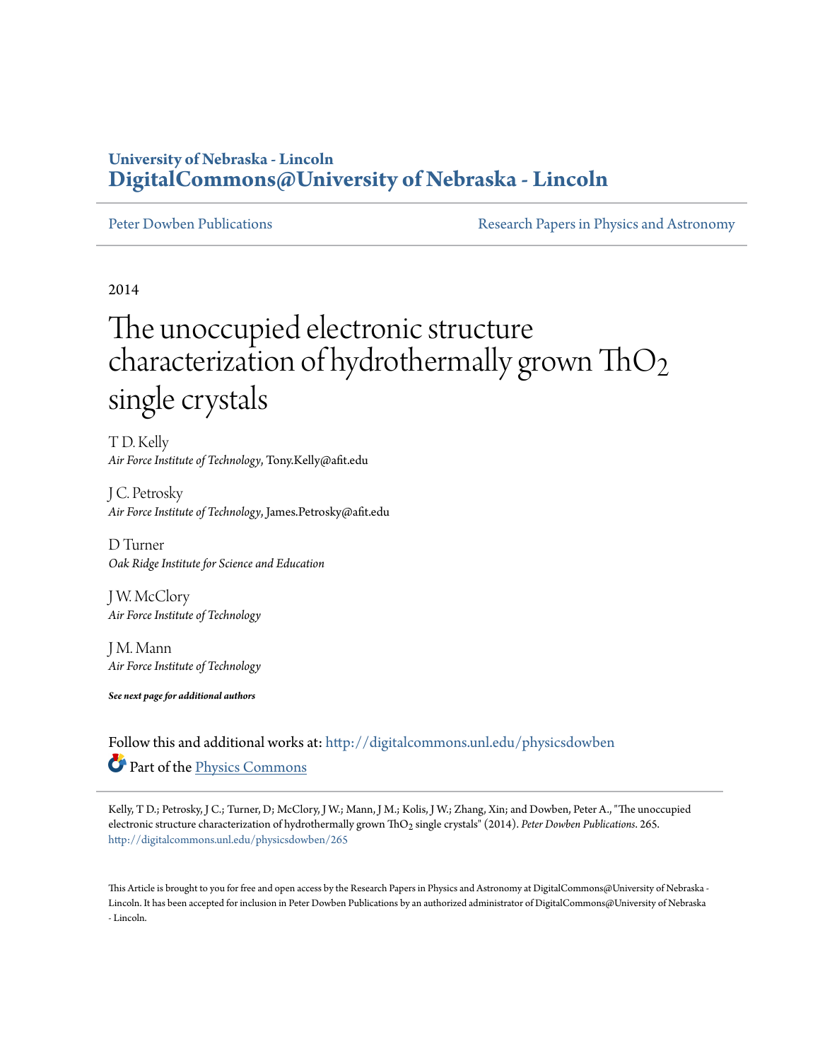University of Nebraska - Lincoln
**DigitalCommons@University of Nebraska - Lincoln**

Peter Dowben Publications — Research Papers in Physics and Astronomy

2014

# The unoccupied electronic structure characterization of hydrothermally grown $ThO_2$ single crystals

T D. Kelly
*Air Force Institute of Technology*, Tony.Kelly@afit.edu

J C. Petrosky
*Air Force Institute of Technology*, James.Petrosky@afit.edu

D Turner
*Oak Ridge Institute for Science and Education*

J W. McClory
*Air Force Institute of Technology*

J M. Mann
*Air Force Institute of Technology*

***See next page for additional authors***

Follow this and additional works at: http://digitalcommons.unl.edu/physicsdowben

Part of the Physics Commons

Kelly, T D.; Petrosky, J C.; Turner, D; McClory, J W.; Mann, J M.; Kolis, J W.; Zhang, Xin; and Dowben, Peter A., "The unoccupied electronic structure characterization of hydrothermally grown $ThO_2$ single crystals" (2014). *Peter Dowben Publications*. 265.
http://digitalcommons.unl.edu/physicsdowben/265

This Article is brought to you for free and open access by the Research Papers in Physics and Astronomy at DigitalCommons@University of Nebraska - Lincoln. It has been accepted for inclusion in Peter Dowben Publications by an authorized administrator of DigitalCommons@University of Nebraska - Lincoln.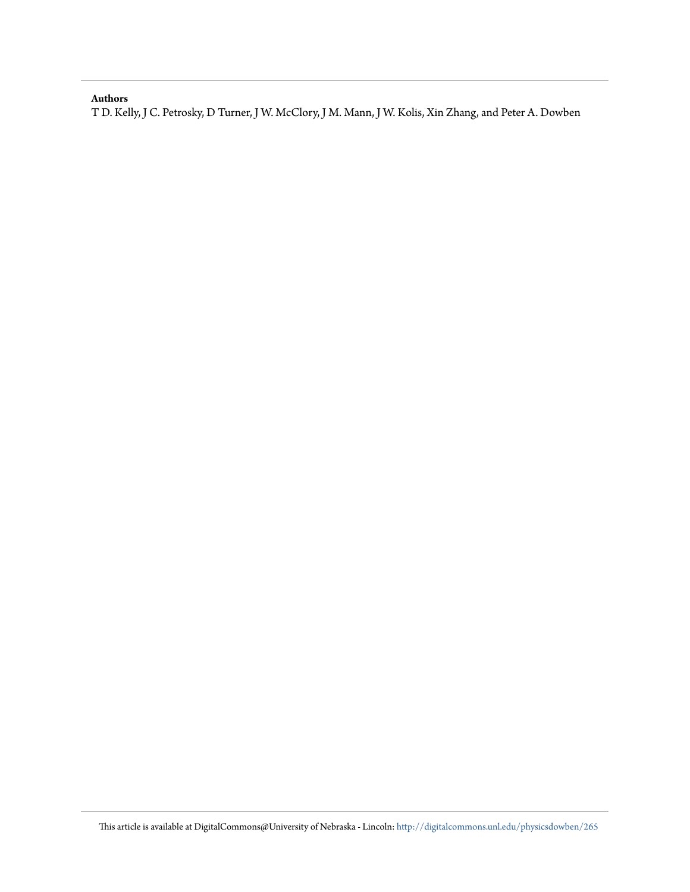**Authors**

T D. Kelly, J C. Petrosky, D Turner, J W. McClory, J M. Mann, J W. Kolis, Xin Zhang, and Peter A. Dowben

This article is available at DigitalCommons@University of Nebraska - Lincoln: http://digitalcommons.unl.edu/physicsdowben/265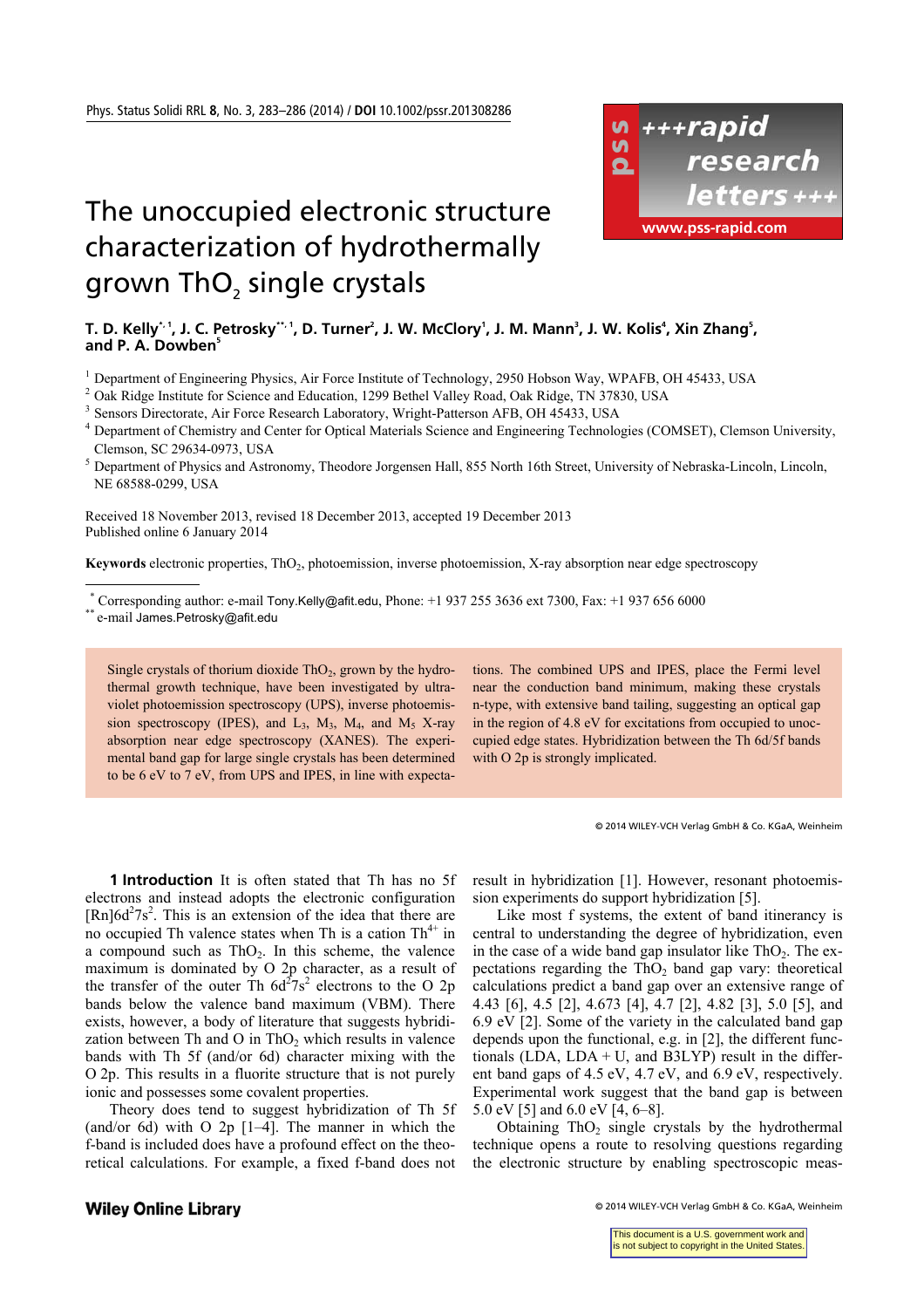Phys. Status Solidi RRL **8**, No. 3, 283–286 (2014) / **DOI** 10.1002/pssr.201308286

# The unoccupied electronic structure characterization of hydrothermally grown $ThO_2$ single crystals

**T. D. Kelly**[*,1], **J. C. Petrosky**[**,1], **D. Turner**[2], **J. W. McClory**[1], **J. M. Mann**[3], **J. W. Kolis**[4], **Xin Zhang**[5], **and P. A. Dowben**[5]

[1] Department of Engineering Physics, Air Force Institute of Technology, 2950 Hobson Way, WPAFB, OH 45433, USA
[2] Oak Ridge Institute for Science and Education, 1299 Bethel Valley Road, Oak Ridge, TN 37830, USA
[3] Sensors Directorate, Air Force Research Laboratory, Wright-Patterson AFB, OH 45433, USA
[4] Department of Chemistry and Center for Optical Materials Science and Engineering Technologies (COMSET), Clemson University, Clemson, SC 29634-0973, USA
[5] Department of Physics and Astronomy, Theodore Jorgensen Hall, 855 North 16th Street, University of Nebraska-Lincoln, Lincoln, NE 68588-0299, USA

Received 18 November 2013, revised 18 December 2013, accepted 19 December 2013
Published online 6 January 2014

**Keywords** electronic properties, $ThO_2$, photoemission, inverse photoemission, X-ray absorption near edge spectroscopy

[*] Corresponding author: e-mail Tony.Kelly@afit.edu, Phone: +1 937 255 3636 ext 7300, Fax: +1 937 656 6000
[**] e-mail James.Petrosky@afit.edu

Single crystals of thorium dioxide $ThO_2$, grown by the hydrothermal growth technique, have been investigated by ultraviolet photoemission spectroscopy (UPS), inverse photoemission spectroscopy (IPES), and $L_3$, $M_3$, $M_4$, and $M_5$ X-ray absorption near edge spectroscopy (XANES). The experimental band gap for large single crystals has been determined to be 6 eV to 7 eV, from UPS and IPES, in line with expectations. The combined UPS and IPES, place the Fermi level near the conduction band minimum, making these crystals n-type, with extensive band tailing, suggesting an optical gap in the region of 4.8 eV for excitations from occupied to unoccupied edge states. Hybridization between the Th 6d/5f bands with O 2p is strongly implicated.

© 2014 WILEY-VCH Verlag GmbH & Co. KGaA, Weinheim

**1 Introduction** It is often stated that Th has no 5f electrons and instead adopts the electronic configuration $[Rn]6d^27s^2$. This is an extension of the idea that there are no occupied Th valence states when Th is a cation $Th^{4+}$ in a compound such as $ThO_2$. In this scheme, the valence maximum is dominated by O 2p character, as a result of the transfer of the outer Th $6d^27s^2$ electrons to the O 2p bands below the valence band maximum (VBM). There exists, however, a body of literature that suggests hybridization between Th and O in $ThO_2$ which results in valence bands with Th 5f (and/or 6d) character mixing with the O 2p. This results in a fluorite structure that is not purely ionic and possesses some covalent properties.

Theory does tend to suggest hybridization of Th 5f (and/or 6d) with O 2p [1–4]. The manner in which the f-band is included does have a profound effect on the theoretical calculations. For example, a fixed f-band does not result in hybridization [1]. However, resonant photoemission experiments do support hybridization [5].

Like most f systems, the extent of band itinerancy is central to understanding the degree of hybridization, even in the case of a wide band gap insulator like $ThO_2$. The expectations regarding the $ThO_2$ band gap vary: theoretical calculations predict a band gap over an extensive range of 4.43 [6], 4.5 [2], 4.673 [4], 4.7 [2], 4.82 [3], 5.0 [5], and 6.9 eV [2]. Some of the variety in the calculated band gap depends upon the functional, e.g. in [2], the different functionals (LDA, LDA + U, and B3LYP) result in the different band gaps of 4.5 eV, 4.7 eV, and 6.9 eV, respectively. Experimental work suggest that the band gap is between 5.0 eV [5] and 6.0 eV [4, 6–8].

Obtaining $ThO_2$ single crystals by the hydrothermal technique opens a route to resolving questions regarding the electronic structure by enabling spectroscopic meas-

This document is a U.S. government work and is not subject to copyright in the United States.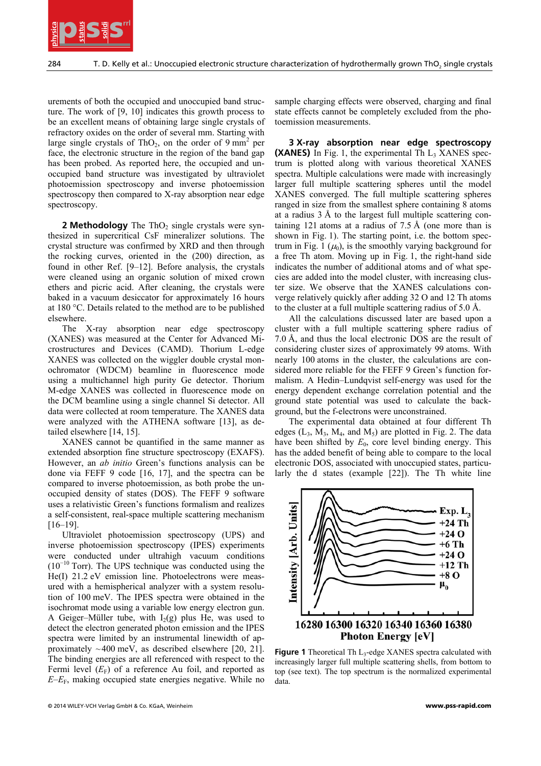urements of both the occupied and unoccupied band structure. The work of [9, 10] indicates this growth process to be an excellent means of obtaining large single crystals of refractory oxides on the order of several mm. Starting with large single crystals of $ThO_2$, on the order of 9 $mm^2$ per face, the electronic structure in the region of the band gap has been probed. As reported here, the occupied and unoccupied band structure was investigated by ultraviolet photoemission spectroscopy and inverse photoemission spectroscopy then compared to X-ray absorption near edge spectroscopy.

**2 Methodology** The $ThO_2$ single crystals were synthesized in supercritical CsF mineralizer solutions. The crystal structure was confirmed by XRD and then through the rocking curves, oriented in the (200) direction, as found in other Ref. [9–12]. Before analysis, the crystals were cleaned using an organic solution of mixed crown ethers and picric acid. After cleaning, the crystals were baked in a vacuum desiccator for approximately 16 hours at 180 °C. Details related to the method are to be published elsewhere.

The X-ray absorption near edge spectroscopy (XANES) was measured at the Center for Advanced Microstructures and Devices (CAMD). Thorium L-edge XANES was collected on the wiggler double crystal monochromator (WDCM) beamline in fluorescence mode using a multichannel high purity Ge detector. Thorium M-edge XANES was collected in fluorescence mode on the DCM beamline using a single channel Si detector. All data were collected at room temperature. The XANES data were analyzed with the ATHENA software [13], as detailed elsewhere [14, 15].

XANES cannot be quantified in the same manner as extended absorption fine structure spectroscopy (EXAFS). However, an *ab initio* Green's functions analysis can be done via FEFF 9 code [16, 17], and the spectra can be compared to inverse photoemission, as both probe the unoccupied density of states (DOS). The FEFF 9 software uses a relativistic Green's functions formalism and realizes a self-consistent, real-space multiple scattering mechanism [16–19].

Ultraviolet photoemission spectroscopy (UPS) and inverse photoemission spectroscopy (IPES) experiments were conducted under ultrahigh vacuum conditions ($10^{-10}$ Torr). The UPS technique was conducted using the He(I) 21.2 eV emission line. Photoelectrons were measured with a hemispherical analyzer with a system resolution of 100 meV. The IPES spectra were obtained in the isochromat mode using a variable low energy electron gun. A Geiger–Müller tube, with $I_2$(g) plus He, was used to detect the electron generated photon emission and the IPES spectra were limited by an instrumental linewidth of approximately ~400 meV, as described elsewhere [20, 21]. The binding energies are all referenced with respect to the Fermi level ($E_F$) of a reference Au foil, and reported as $E$–$E_F$, making occupied state energies negative. While no sample charging effects were observed, charging and final state effects cannot be completely excluded from the photoemission measurements.

**3 X-ray absorption near edge spectroscopy (XANES)** In Fig. 1, the experimental Th $L_3$ XANES spectrum is plotted along with various theoretical XANES spectra. Multiple calculations were made with increasingly larger full multiple scattering spheres until the model XANES converged. The full multiple scattering spheres ranged in size from the smallest sphere containing 8 atoms at a radius 3 Å to the largest full multiple scattering containing 121 atoms at a radius of 7.5 Å (one more than is shown in Fig. 1). The starting point, i.e. the bottom spectrum in Fig. 1 ($\mu_0$), is the smoothly varying background for a free Th atom. Moving up in Fig. 1, the right-hand side indicates the number of additional atoms and of what species are added into the model cluster, with increasing cluster size. We observe that the XANES calculations converge relatively quickly after adding 32 O and 12 Th atoms to the cluster at a full multiple scattering radius of 5.0 Å.

All the calculations discussed later are based upon a cluster with a full multiple scattering sphere radius of 7.0 Å, and thus the local electronic DOS are the result of considering cluster sizes of approximately 99 atoms. With nearly 100 atoms in the cluster, the calculations are considered more reliable for the FEFF 9 Green's function formalism. A Hedin–Lundqvist self-energy was used for the energy dependent exchange correlation potential and the ground state potential was used to calculate the background, but the f-electrons were unconstrained.

The experimental data obtained at four different Th edges ($L_3$, $M_3$, $M_4$, and $M_5$) are plotted in Fig. 2. The data have been shifted by $E_0$, core level binding energy. This has the added benefit of being able to compare to the local electronic DOS, associated with unoccupied states, particularly the d states (example [22]). The Th white line

**Figure 1** Theoretical Th $L_3$-edge XANES spectra calculated with increasingly larger full multiple scattering shells, from bottom to top (see text). The top spectrum is the normalized experimental data.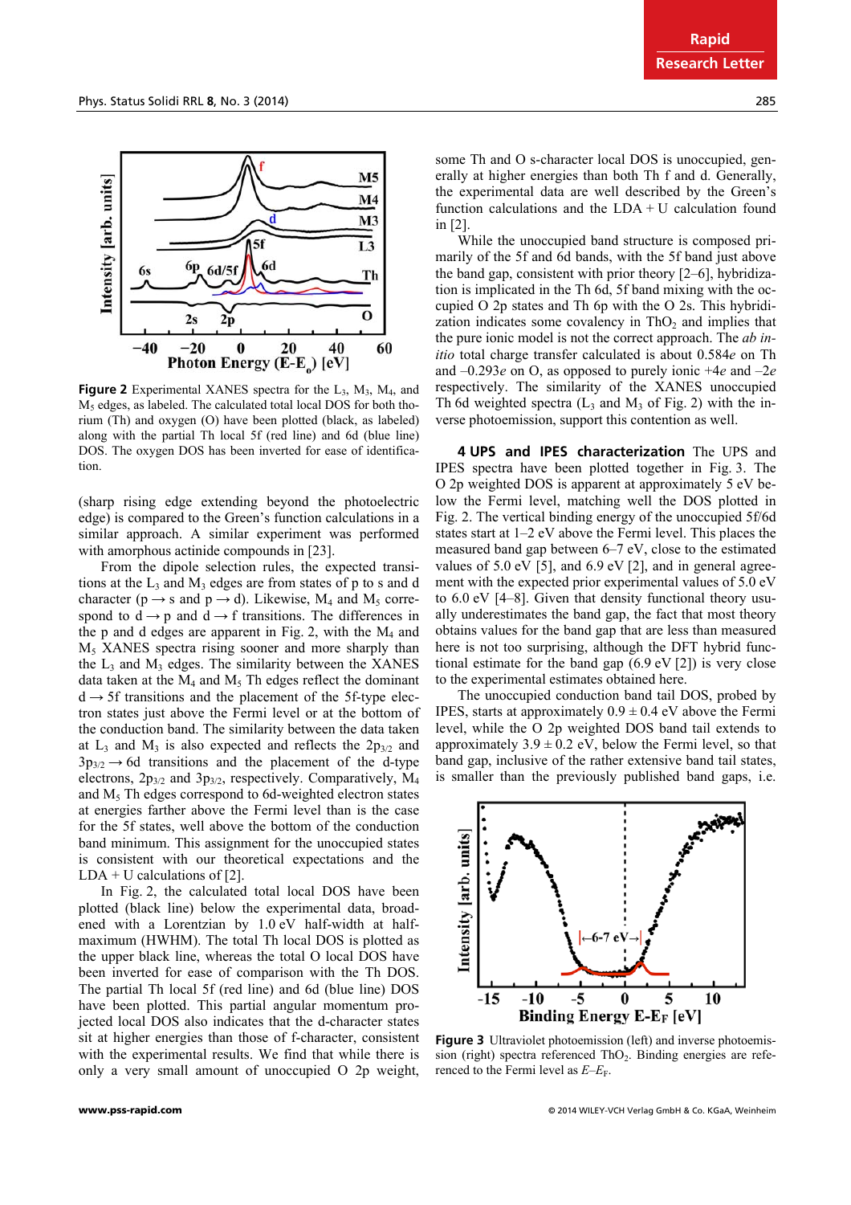**Figure 2** Experimental XANES spectra for the $L_3$, $M_3$, $M_4$, and $M_5$ edges, as labeled. The calculated total local DOS for both thorium (Th) and oxygen (O) have been plotted (black, as labeled) along with the partial Th local 5f (red line) and 6d (blue line) DOS. The oxygen DOS has been inverted for ease of identification.

(sharp rising edge extending beyond the photoelectric edge) is compared to the Green's function calculations in a similar approach. A similar experiment was performed with amorphous actinide compounds in [23].

From the dipole selection rules, the expected transitions at the $L_3$ and $M_3$ edges are from states of p to s and d character (p → s and p → d). Likewise, $M_4$ and $M_5$ correspond to d → p and d → f transitions. The differences in the p and d edges are apparent in Fig. 2, with the $M_4$ and $M_5$ XANES spectra rising sooner and more sharply than the $L_3$ and $M_3$ edges. The similarity between the XANES data taken at the $M_4$ and $M_5$ Th edges reflect the dominant d → 5f transitions and the placement of the 5f-type electron states just above the Fermi level or at the bottom of the conduction band. The similarity between the data taken at $L_3$ and $M_3$ is also expected and reflects the $2p_{3/2}$ and $3p_{3/2}$ → 6d transitions and the placement of the d-type electrons, $2p_{3/2}$ and $3p_{3/2}$, respectively. Comparatively, $M_4$ and $M_5$ Th edges correspond to 6d-weighted electron states at energies farther above the Fermi level than is the case for the 5f states, well above the bottom of the conduction band minimum. This assignment for the unoccupied states is consistent with our theoretical expectations and the LDA + U calculations of [2].

In Fig. 2, the calculated total local DOS have been plotted (black line) below the experimental data, broadened with a Lorentzian by 1.0 eV half-width at half-maximum (HWHM). The total Th local DOS is plotted as the upper black line, whereas the total O local DOS have been inverted for ease of comparison with the Th DOS. The partial Th local 5f (red line) and 6d (blue line) DOS have been plotted. This partial angular momentum projected local DOS also indicates that the d-character states sit at higher energies than those of f-character, consistent with the experimental results. We find that while there is only a very small amount of unoccupied O 2p weight, some Th and O s-character local DOS is unoccupied, generally at higher energies than both Th f and d. Generally, the experimental data are well described by the Green's function calculations and the LDA + U calculation found in [2].

While the unoccupied band structure is composed primarily of the 5f and 6d bands, with the 5f band just above the band gap, consistent with prior theory [2–6], hybridization is implicated in the Th 6d, 5f band mixing with the occupied O 2p states and Th 6p with the O 2s. This hybridization indicates some covalency in $ThO_2$ and implies that the pure ionic model is not the correct approach. The *ab initio* total charge transfer calculated is about 0.584*e* on Th and –0.293*e* on O, as opposed to purely ionic +4*e* and –2*e* respectively. The similarity of the XANES unoccupied Th 6d weighted spectra ($L_3$ and $M_3$ of Fig. 2) with the inverse photoemission, support this contention as well.

## 4 UPS and IPES characterization

The UPS and IPES spectra have been plotted together in Fig. 3. The O 2p weighted DOS is apparent at approximately 5 eV below the Fermi level, matching well the DOS plotted in Fig. 2. The vertical binding energy of the unoccupied 5f/6d states start at 1–2 eV above the Fermi level. This places the measured band gap between 6–7 eV, close to the estimated values of 5.0 eV [5], and 6.9 eV [2], and in general agreement with the expected prior experimental values of 5.0 eV to 6.0 eV [4–8]. Given that density functional theory usually underestimates the band gap, the fact that most theory obtains values for the band gap that are less than measured here is not too surprising, although the DFT hybrid functional estimate for the band gap (6.9 eV [2]) is very close to the experimental estimates obtained here.

The unoccupied conduction band tail DOS, probed by IPES, starts at approximately 0.9 ± 0.4 eV above the Fermi level, while the O 2p weighted DOS band tail extends to approximately 3.9 ± 0.2 eV, below the Fermi level, so that band gap, inclusive of the rather extensive band tail states, is smaller than the previously published band gaps, i.e.

**Figure 3** Ultraviolet photoemission (left) and inverse photoemission (right) spectra referenced $ThO_2$. Binding energies are referenced to the Fermi level as $E–E_F$.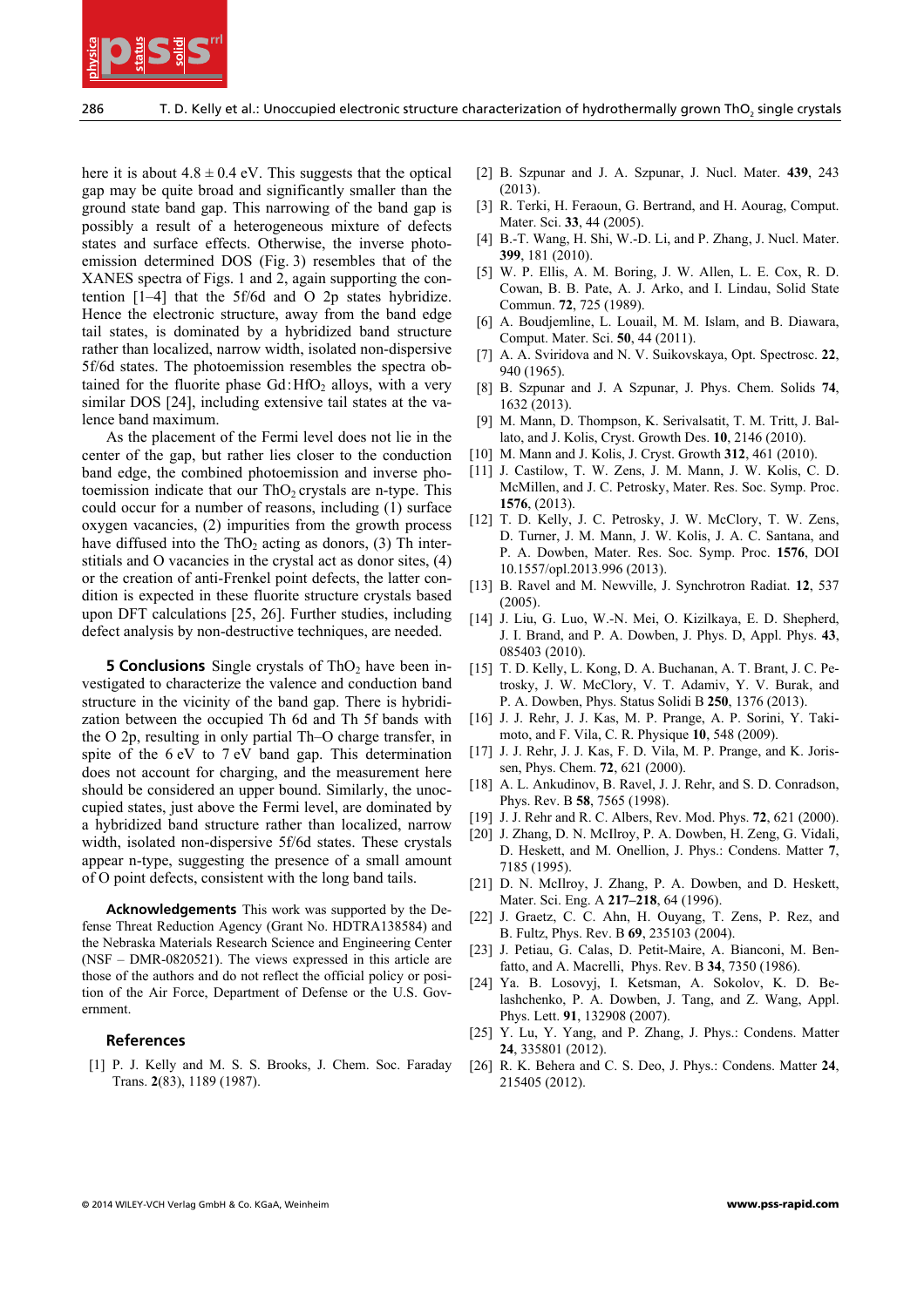here it is about $4.8 \pm 0.4$ eV. This suggests that the optical gap may be quite broad and significantly smaller than the ground state band gap. This narrowing of the band gap is possibly a result of a heterogeneous mixture of defects states and surface effects. Otherwise, the inverse photoemission determined DOS (Fig. 3) resembles that of the XANES spectra of Figs. 1 and 2, again supporting the contention [1–4] that the 5f/6d and O 2p states hybridize. Hence the electronic structure, away from the band edge tail states, is dominated by a hybridized band structure rather than localized, narrow width, isolated non-dispersive 5f/6d states. The photoemission resembles the spectra obtained for the fluorite phase Gd:$HfO_2$ alloys, with a very similar DOS [24], including extensive tail states at the valence band maximum.

As the placement of the Fermi level does not lie in the center of the gap, but rather lies closer to the conduction band edge, the combined photoemission and inverse photoemission indicate that our $ThO_2$ crystals are n-type. This could occur for a number of reasons, including (1) surface oxygen vacancies, (2) impurities from the growth process have diffused into the $ThO_2$ acting as donors, (3) Th interstitials and O vacancies in the crystal act as donor sites, (4) or the creation of anti-Frenkel point defects, the latter condition is expected in these fluorite structure crystals based upon DFT calculations [25, 26]. Further studies, including defect analysis by non-destructive techniques, are needed.

## 5 Conclusions

Single crystals of $ThO_2$ have been investigated to characterize the valence and conduction band structure in the vicinity of the band gap. There is hybridization between the occupied Th 6d and Th 5f bands with the O 2p, resulting in only partial Th–O charge transfer, in spite of the 6 eV to 7 eV band gap. This determination does not account for charging, and the measurement here should be considered an upper bound. Similarly, the unoccupied states, just above the Fermi level, are dominated by a hybridized band structure rather than localized, narrow width, isolated non-dispersive 5f/6d states. These crystals appear n-type, suggesting the presence of a small amount of O point defects, consistent with the long band tails.

**Acknowledgements** This work was supported by the Defense Threat Reduction Agency (Grant No. HDTRA138584) and the Nebraska Materials Research Science and Engineering Center (NSF – DMR-0820521). The views expressed in this article are those of the authors and do not reflect the official policy or position of the Air Force, Department of Defense or the U.S. Government.

## References

[1] P. J. Kelly and M. S. S. Brooks, J. Chem. Soc. Faraday Trans. **2**(83), 1189 (1987).

[2] B. Szpunar and J. A. Szpunar, J. Nucl. Mater. **439**, 243 (2013).

[3] R. Terki, H. Feraoun, G. Bertrand, and H. Aourag, Comput. Mater. Sci. **33**, 44 (2005).

[4] B.-T. Wang, H. Shi, W.-D. Li, and P. Zhang, J. Nucl. Mater. **399**, 181 (2010).

[5] W. P. Ellis, A. M. Boring, J. W. Allen, L. E. Cox, R. D. Cowan, B. B. Pate, A. J. Arko, and I. Lindau, Solid State Commun. **72**, 725 (1989).

[6] A. Boudjemline, L. Louail, M. M. Islam, and B. Diawara, Comput. Mater. Sci. **50**, 44 (2011).

[7] A. A. Sviridova and N. V. Suikovskaya, Opt. Spectrosc. **22**, 940 (1965).

[8] B. Szpunar and J. A Szpunar, J. Phys. Chem. Solids **74**, 1632 (2013).

[9] M. Mann, D. Thompson, K. Serivalsatit, T. M. Tritt, J. Ballato, and J. Kolis, Cryst. Growth Des. **10**, 2146 (2010).

[10] M. Mann and J. Kolis, J. Cryst. Growth **312**, 461 (2010).

[11] J. Castilow, T. W. Zens, J. M. Mann, J. W. Kolis, C. D. McMillen, and J. C. Petrosky, Mater. Res. Soc. Symp. Proc. **1576**, (2013).

[12] T. D. Kelly, J. C. Petrosky, J. W. McClory, T. W. Zens, D. Turner, J. M. Mann, J. W. Kolis, J. A. C. Santana, and P. A. Dowben, Mater. Res. Soc. Symp. Proc. **1576**, DOI 10.1557/opl.2013.996 (2013).

[13] B. Ravel and M. Newville, J. Synchrotron Radiat. **12**, 537 (2005).

[14] J. Liu, G. Luo, W.-N. Mei, O. Kizilkaya, E. D. Shepherd, J. I. Brand, and P. A. Dowben, J. Phys. D, Appl. Phys. **43**, 085403 (2010).

[15] T. D. Kelly, L. Kong, D. A. Buchanan, A. T. Brant, J. C. Petrosky, J. W. McClory, V. T. Adamiv, Y. V. Burak, and P. A. Dowben, Phys. Status Solidi B **250**, 1376 (2013).

[16] J. J. Rehr, J. J. Kas, M. P. Prange, A. P. Sorini, Y. Takimoto, and F. Vila, C. R. Physique **10**, 548 (2009).

[17] J. J. Rehr, J. J. Kas, F. D. Vila, M. P. Prange, and K. Jorissen, Phys. Chem. **72**, 621 (2000).

[18] A. L. Ankudinov, B. Ravel, J. J. Rehr, and S. D. Conradson, Phys. Rev. B **58**, 7565 (1998).

[19] J. J. Rehr and R. C. Albers, Rev. Mod. Phys. **72**, 621 (2000).

[20] J. Zhang, D. N. McIlroy, P. A. Dowben, H. Zeng, G. Vidali, D. Heskett, and M. Onellion, J. Phys.: Condens. Matter **7**, 7185 (1995).

[21] D. N. McIlroy, J. Zhang, P. A. Dowben, and D. Heskett, Mater. Sci. Eng. A **217–218**, 64 (1996).

[22] J. Graetz, C. C. Ahn, H. Ouyang, T. Zens, P. Rez, and B. Fultz, Phys. Rev. B **69**, 235103 (2004).

[23] J. Petiau, G. Calas, D. Petit-Maire, A. Bianconi, M. Benfatto, and A. Macrelli, Phys. Rev. B **34**, 7350 (1986).

[24] Ya. B. Losovyj, I. Ketsman, A. Sokolov, K. D. Belashchenko, P. A. Dowben, J. Tang, and Z. Wang, Appl. Phys. Lett. **91**, 132908 (2007).

[25] Y. Lu, Y. Yang, and P. Zhang, J. Phys.: Condens. Matter **24**, 335801 (2012).

[26] R. K. Behera and C. S. Deo, J. Phys.: Condens. Matter **24**, 215405 (2012).